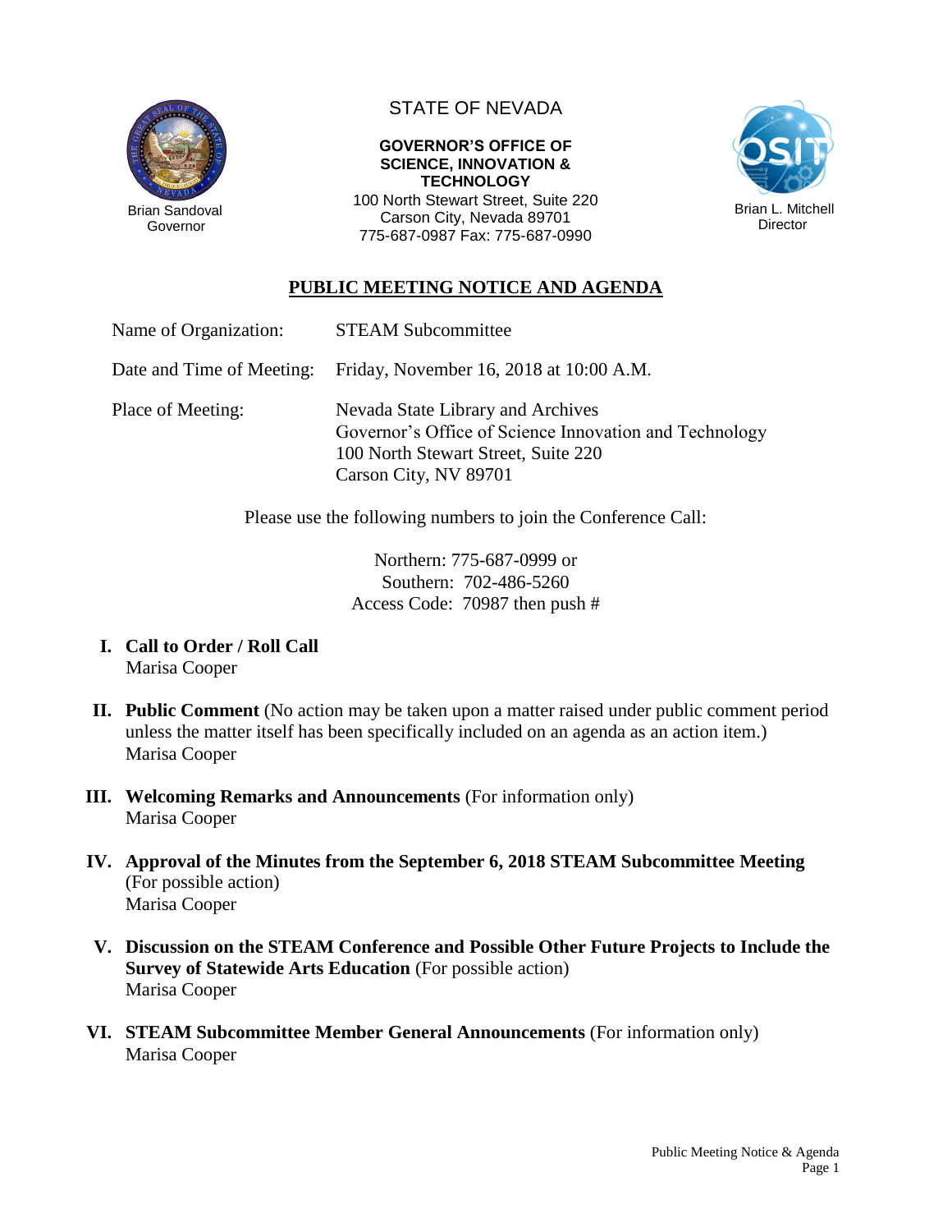Brian Sandoval
Governor

STATE OF NEVADA

**GOVERNOR'S OFFICE OF SCIENCE, INNOVATION & TECHNOLOGY**

100 North Stewart Street, Suite 220
Carson City, Nevada 89701
775-687-0987 Fax: 775-687-0990

Brian L. Mitchell
Director

## PUBLIC MEETING NOTICE AND AGENDA

Name of Organization: STEAM Subcommittee

Date and Time of Meeting: Friday, November 16, 2018 at 10:00 A.M.

Place of Meeting: Nevada State Library and Archives
Governor's Office of Science Innovation and Technology
100 North Stewart Street, Suite 220
Carson City, NV 89701

Please use the following numbers to join the Conference Call:

Northern: 775-687-0999 or
Southern: 702-486-5260
Access Code: 70987 then push #

I. **Call to Order / Roll Call**
Marisa Cooper

II. **Public Comment** (No action may be taken upon a matter raised under public comment period unless the matter itself has been specifically included on an agenda as an action item.)
Marisa Cooper

III. **Welcoming Remarks and Announcements** (For information only)
Marisa Cooper

IV. **Approval of the Minutes from the September 6, 2018 STEAM Subcommittee Meeting** (For possible action)
Marisa Cooper

V. **Discussion on the STEAM Conference and Possible Other Future Projects to Include the Survey of Statewide Arts Education** (For possible action)
Marisa Cooper

VI. **STEAM Subcommittee Member General Announcements** (For information only)
Marisa Cooper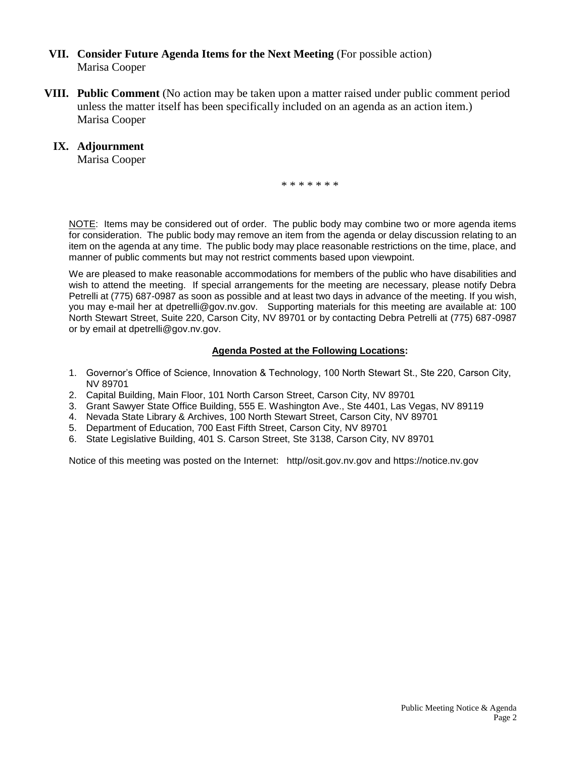**VII. Consider Future Agenda Items for the Next Meeting** (For possible action)
Marisa Cooper

**VIII. Public Comment** (No action may be taken upon a matter raised under public comment period unless the matter itself has been specifically included on an agenda as an action item.)
Marisa Cooper

**IX. Adjournment**
Marisa Cooper

\* \* \* \* \* \* \*

NOTE: Items may be considered out of order. The public body may combine two or more agenda items for consideration. The public body may remove an item from the agenda or delay discussion relating to an item on the agenda at any time. The public body may place reasonable restrictions on the time, place, and manner of public comments but may not restrict comments based upon viewpoint.

We are pleased to make reasonable accommodations for members of the public who have disabilities and wish to attend the meeting. If special arrangements for the meeting are necessary, please notify Debra Petrelli at (775) 687-0987 as soon as possible and at least two days in advance of the meeting. If you wish, you may e-mail her at dpetrelli@gov.nv.gov. Supporting materials for this meeting are available at: 100 North Stewart Street, Suite 220, Carson City, NV 89701 or by contacting Debra Petrelli at (775) 687-0987 or by email at dpetrelli@gov.nv.gov.

**Agenda Posted at the Following Locations:**

1. Governor's Office of Science, Innovation & Technology, 100 North Stewart St., Ste 220, Carson City, NV 89701
2. Capital Building, Main Floor, 101 North Carson Street, Carson City, NV 89701
3. Grant Sawyer State Office Building, 555 E. Washington Ave., Ste 4401, Las Vegas, NV 89119
4. Nevada State Library & Archives, 100 North Stewart Street, Carson City, NV 89701
5. Department of Education, 700 East Fifth Street, Carson City, NV 89701
6. State Legislative Building, 401 S. Carson Street, Ste 3138, Carson City, NV 89701

Notice of this meeting was posted on the Internet: http//osit.gov.nv.gov and https://notice.nv.gov